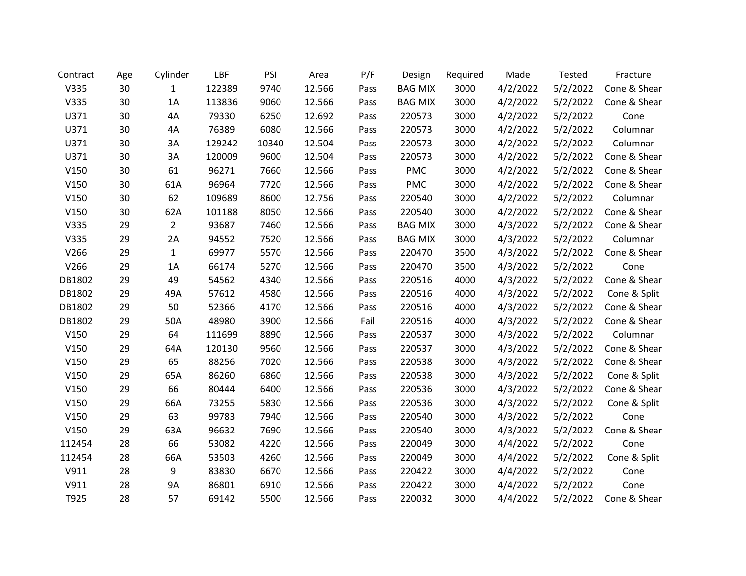| Contract | Age | Cylinder | LBF | PSI | Area | P/F | Design | Required | Made | Tested | Fracture |
|---|---|---|---|---|---|---|---|---|---|---|---|
| V335 | 30 | 1 | 122389 | 9740 | 12.566 | Pass | BAG MIX | 3000 | 4/2/2022 | 5/2/2022 | Cone & Shear |
| V335 | 30 | 1A | 113836 | 9060 | 12.566 | Pass | BAG MIX | 3000 | 4/2/2022 | 5/2/2022 | Cone & Shear |
| U371 | 30 | 4A | 79330 | 6250 | 12.692 | Pass | 220573 | 3000 | 4/2/2022 | 5/2/2022 | Cone |
| U371 | 30 | 4A | 76389 | 6080 | 12.566 | Pass | 220573 | 3000 | 4/2/2022 | 5/2/2022 | Columnar |
| U371 | 30 | 3A | 129242 | 10340 | 12.504 | Pass | 220573 | 3000 | 4/2/2022 | 5/2/2022 | Columnar |
| U371 | 30 | 3A | 120009 | 9600 | 12.504 | Pass | 220573 | 3000 | 4/2/2022 | 5/2/2022 | Cone & Shear |
| V150 | 30 | 61 | 96271 | 7660 | 12.566 | Pass | PMC | 3000 | 4/2/2022 | 5/2/2022 | Cone & Shear |
| V150 | 30 | 61A | 96964 | 7720 | 12.566 | Pass | PMC | 3000 | 4/2/2022 | 5/2/2022 | Cone & Shear |
| V150 | 30 | 62 | 109689 | 8600 | 12.756 | Pass | 220540 | 3000 | 4/2/2022 | 5/2/2022 | Columnar |
| V150 | 30 | 62A | 101188 | 8050 | 12.566 | Pass | 220540 | 3000 | 4/2/2022 | 5/2/2022 | Cone & Shear |
| V335 | 29 | 2 | 93687 | 7460 | 12.566 | Pass | BAG MIX | 3000 | 4/3/2022 | 5/2/2022 | Cone & Shear |
| V335 | 29 | 2A | 94552 | 7520 | 12.566 | Pass | BAG MIX | 3000 | 4/3/2022 | 5/2/2022 | Columnar |
| V266 | 29 | 1 | 69977 | 5570 | 12.566 | Pass | 220470 | 3500 | 4/3/2022 | 5/2/2022 | Cone & Shear |
| V266 | 29 | 1A | 66174 | 5270 | 12.566 | Pass | 220470 | 3500 | 4/3/2022 | 5/2/2022 | Cone |
| DB1802 | 29 | 49 | 54562 | 4340 | 12.566 | Pass | 220516 | 4000 | 4/3/2022 | 5/2/2022 | Cone & Shear |
| DB1802 | 29 | 49A | 57612 | 4580 | 12.566 | Pass | 220516 | 4000 | 4/3/2022 | 5/2/2022 | Cone & Split |
| DB1802 | 29 | 50 | 52366 | 4170 | 12.566 | Pass | 220516 | 4000 | 4/3/2022 | 5/2/2022 | Cone & Shear |
| DB1802 | 29 | 50A | 48980 | 3900 | 12.566 | Fail | 220516 | 4000 | 4/3/2022 | 5/2/2022 | Cone & Shear |
| V150 | 29 | 64 | 111699 | 8890 | 12.566 | Pass | 220537 | 3000 | 4/3/2022 | 5/2/2022 | Columnar |
| V150 | 29 | 64A | 120130 | 9560 | 12.566 | Pass | 220537 | 3000 | 4/3/2022 | 5/2/2022 | Cone & Shear |
| V150 | 29 | 65 | 88256 | 7020 | 12.566 | Pass | 220538 | 3000 | 4/3/2022 | 5/2/2022 | Cone & Shear |
| V150 | 29 | 65A | 86260 | 6860 | 12.566 | Pass | 220538 | 3000 | 4/3/2022 | 5/2/2022 | Cone & Split |
| V150 | 29 | 66 | 80444 | 6400 | 12.566 | Pass | 220536 | 3000 | 4/3/2022 | 5/2/2022 | Cone & Shear |
| V150 | 29 | 66A | 73255 | 5830 | 12.566 | Pass | 220536 | 3000 | 4/3/2022 | 5/2/2022 | Cone & Split |
| V150 | 29 | 63 | 99783 | 7940 | 12.566 | Pass | 220540 | 3000 | 4/3/2022 | 5/2/2022 | Cone |
| V150 | 29 | 63A | 96632 | 7690 | 12.566 | Pass | 220540 | 3000 | 4/3/2022 | 5/2/2022 | Cone & Shear |
| 112454 | 28 | 66 | 53082 | 4220 | 12.566 | Pass | 220049 | 3000 | 4/4/2022 | 5/2/2022 | Cone |
| 112454 | 28 | 66A | 53503 | 4260 | 12.566 | Pass | 220049 | 3000 | 4/4/2022 | 5/2/2022 | Cone & Split |
| V911 | 28 | 9 | 83830 | 6670 | 12.566 | Pass | 220422 | 3000 | 4/4/2022 | 5/2/2022 | Cone |
| V911 | 28 | 9A | 86801 | 6910 | 12.566 | Pass | 220422 | 3000 | 4/4/2022 | 5/2/2022 | Cone |
| T925 | 28 | 57 | 69142 | 5500 | 12.566 | Pass | 220032 | 3000 | 4/4/2022 | 5/2/2022 | Cone & Shear |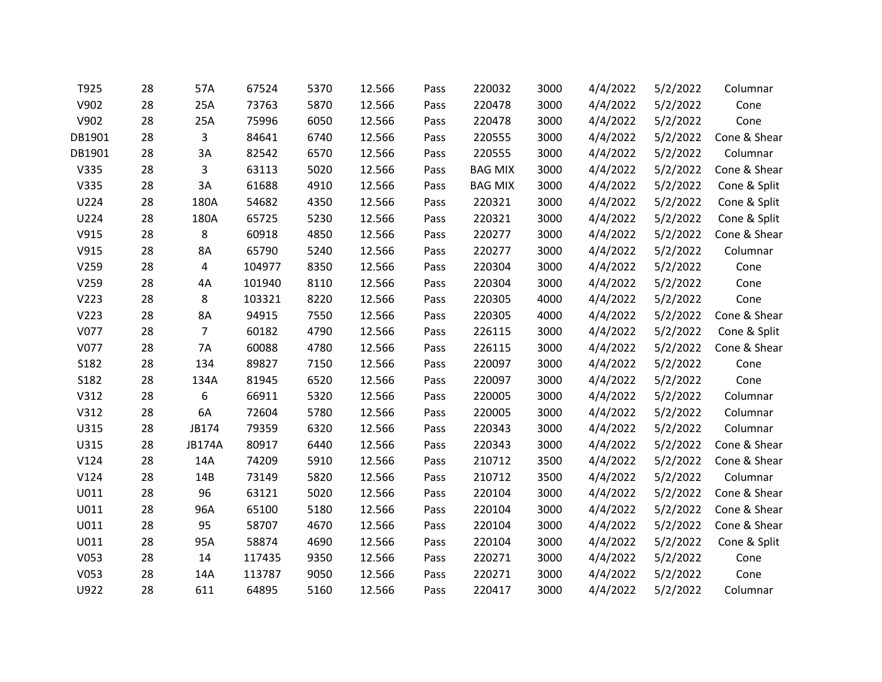| | | | | | | | | | | | |
|---|---|---|---|---|---|---|---|---|---|---|---|
| T925 | 28 | 57A | 67524 | 5370 | 12.566 | Pass | 220032 | 3000 | 4/4/2022 | 5/2/2022 | Columnar |
| V902 | 28 | 25A | 73763 | 5870 | 12.566 | Pass | 220478 | 3000 | 4/4/2022 | 5/2/2022 | Cone |
| V902 | 28 | 25A | 75996 | 6050 | 12.566 | Pass | 220478 | 3000 | 4/4/2022 | 5/2/2022 | Cone |
| DB1901 | 28 | 3 | 84641 | 6740 | 12.566 | Pass | 220555 | 3000 | 4/4/2022 | 5/2/2022 | Cone & Shear |
| DB1901 | 28 | 3A | 82542 | 6570 | 12.566 | Pass | 220555 | 3000 | 4/4/2022 | 5/2/2022 | Columnar |
| V335 | 28 | 3 | 63113 | 5020 | 12.566 | Pass | BAG MIX | 3000 | 4/4/2022 | 5/2/2022 | Cone & Shear |
| V335 | 28 | 3A | 61688 | 4910 | 12.566 | Pass | BAG MIX | 3000 | 4/4/2022 | 5/2/2022 | Cone & Split |
| U224 | 28 | 180A | 54682 | 4350 | 12.566 | Pass | 220321 | 3000 | 4/4/2022 | 5/2/2022 | Cone & Split |
| U224 | 28 | 180A | 65725 | 5230 | 12.566 | Pass | 220321 | 3000 | 4/4/2022 | 5/2/2022 | Cone & Split |
| V915 | 28 | 8 | 60918 | 4850 | 12.566 | Pass | 220277 | 3000 | 4/4/2022 | 5/2/2022 | Cone & Shear |
| V915 | 28 | 8A | 65790 | 5240 | 12.566 | Pass | 220277 | 3000 | 4/4/2022 | 5/2/2022 | Columnar |
| V259 | 28 | 4 | 104977 | 8350 | 12.566 | Pass | 220304 | 3000 | 4/4/2022 | 5/2/2022 | Cone |
| V259 | 28 | 4A | 101940 | 8110 | 12.566 | Pass | 220304 | 3000 | 4/4/2022 | 5/2/2022 | Cone |
| V223 | 28 | 8 | 103321 | 8220 | 12.566 | Pass | 220305 | 4000 | 4/4/2022 | 5/2/2022 | Cone |
| V223 | 28 | 8A | 94915 | 7550 | 12.566 | Pass | 220305 | 4000 | 4/4/2022 | 5/2/2022 | Cone & Shear |
| V077 | 28 | 7 | 60182 | 4790 | 12.566 | Pass | 226115 | 3000 | 4/4/2022 | 5/2/2022 | Cone & Split |
| V077 | 28 | 7A | 60088 | 4780 | 12.566 | Pass | 226115 | 3000 | 4/4/2022 | 5/2/2022 | Cone & Shear |
| S182 | 28 | 134 | 89827 | 7150 | 12.566 | Pass | 220097 | 3000 | 4/4/2022 | 5/2/2022 | Cone |
| S182 | 28 | 134A | 81945 | 6520 | 12.566 | Pass | 220097 | 3000 | 4/4/2022 | 5/2/2022 | Cone |
| V312 | 28 | 6 | 66911 | 5320 | 12.566 | Pass | 220005 | 3000 | 4/4/2022 | 5/2/2022 | Columnar |
| V312 | 28 | 6A | 72604 | 5780 | 12.566 | Pass | 220005 | 3000 | 4/4/2022 | 5/2/2022 | Columnar |
| U315 | 28 | JB174 | 79359 | 6320 | 12.566 | Pass | 220343 | 3000 | 4/4/2022 | 5/2/2022 | Columnar |
| U315 | 28 | JB174A | 80917 | 6440 | 12.566 | Pass | 220343 | 3000 | 4/4/2022 | 5/2/2022 | Cone & Shear |
| V124 | 28 | 14A | 74209 | 5910 | 12.566 | Pass | 210712 | 3500 | 4/4/2022 | 5/2/2022 | Cone & Shear |
| V124 | 28 | 14B | 73149 | 5820 | 12.566 | Pass | 210712 | 3500 | 4/4/2022 | 5/2/2022 | Columnar |
| U011 | 28 | 96 | 63121 | 5020 | 12.566 | Pass | 220104 | 3000 | 4/4/2022 | 5/2/2022 | Cone & Shear |
| U011 | 28 | 96A | 65100 | 5180 | 12.566 | Pass | 220104 | 3000 | 4/4/2022 | 5/2/2022 | Cone & Shear |
| U011 | 28 | 95 | 58707 | 4670 | 12.566 | Pass | 220104 | 3000 | 4/4/2022 | 5/2/2022 | Cone & Shear |
| U011 | 28 | 95A | 58874 | 4690 | 12.566 | Pass | 220104 | 3000 | 4/4/2022 | 5/2/2022 | Cone & Split |
| V053 | 28 | 14 | 117435 | 9350 | 12.566 | Pass | 220271 | 3000 | 4/4/2022 | 5/2/2022 | Cone |
| V053 | 28 | 14A | 113787 | 9050 | 12.566 | Pass | 220271 | 3000 | 4/4/2022 | 5/2/2022 | Cone |
| U922 | 28 | 611 | 64895 | 5160 | 12.566 | Pass | 220417 | 3000 | 4/4/2022 | 5/2/2022 | Columnar |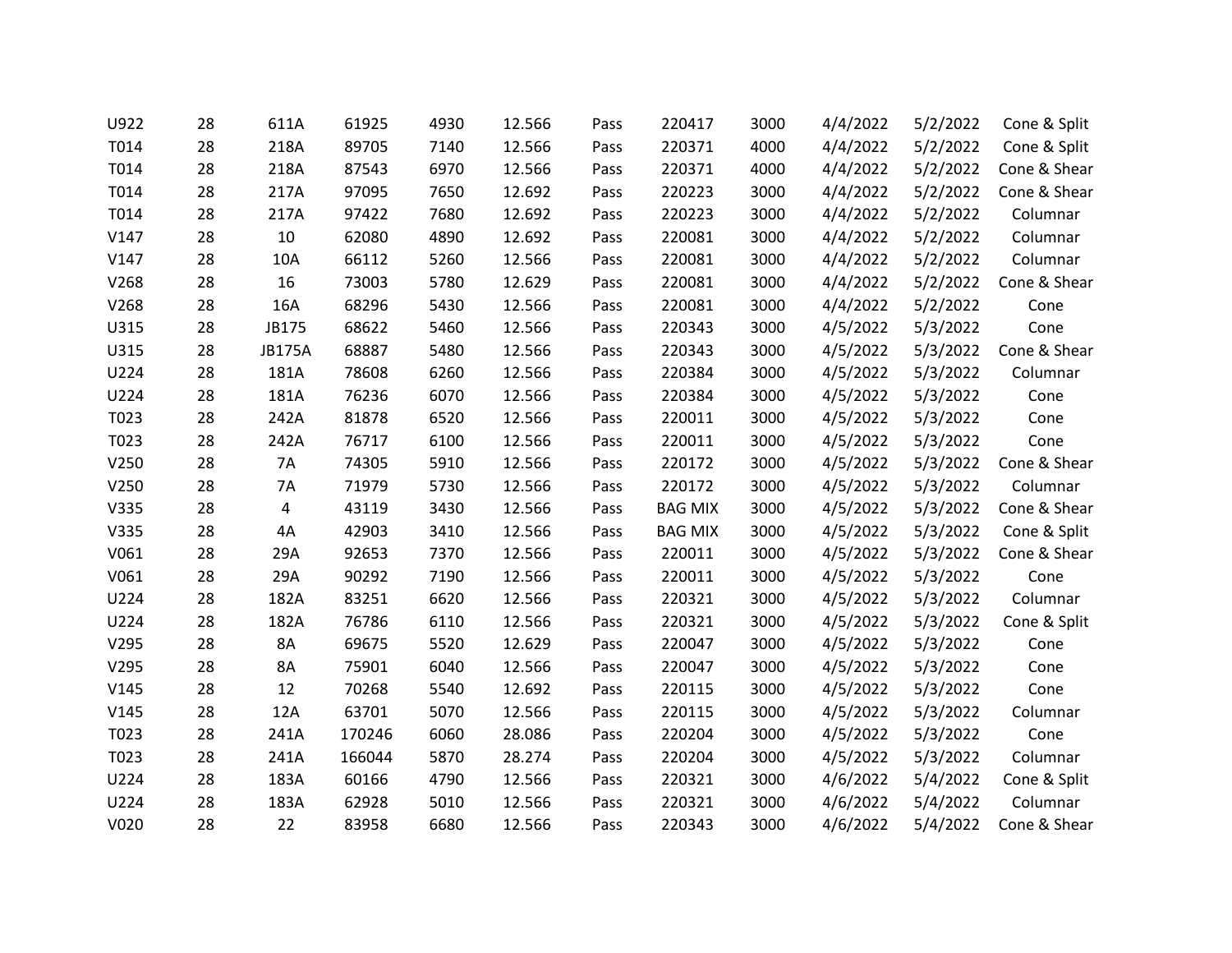| | | | | | | | | | | | |
|---|---|---|---|---|---|---|---|---|---|---|---|
| U922 | 28 | 611A | 61925 | 4930 | 12.566 | Pass | 220417 | 3000 | 4/4/2022 | 5/2/2022 | Cone & Split |
| T014 | 28 | 218A | 89705 | 7140 | 12.566 | Pass | 220371 | 4000 | 4/4/2022 | 5/2/2022 | Cone & Split |
| T014 | 28 | 218A | 87543 | 6970 | 12.566 | Pass | 220371 | 4000 | 4/4/2022 | 5/2/2022 | Cone & Shear |
| T014 | 28 | 217A | 97095 | 7650 | 12.692 | Pass | 220223 | 3000 | 4/4/2022 | 5/2/2022 | Cone & Shear |
| T014 | 28 | 217A | 97422 | 7680 | 12.692 | Pass | 220223 | 3000 | 4/4/2022 | 5/2/2022 | Columnar |
| V147 | 28 | 10 | 62080 | 4890 | 12.692 | Pass | 220081 | 3000 | 4/4/2022 | 5/2/2022 | Columnar |
| V147 | 28 | 10A | 66112 | 5260 | 12.566 | Pass | 220081 | 3000 | 4/4/2022 | 5/2/2022 | Columnar |
| V268 | 28 | 16 | 73003 | 5780 | 12.629 | Pass | 220081 | 3000 | 4/4/2022 | 5/2/2022 | Cone & Shear |
| V268 | 28 | 16A | 68296 | 5430 | 12.566 | Pass | 220081 | 3000 | 4/4/2022 | 5/2/2022 | Cone |
| U315 | 28 | JB175 | 68622 | 5460 | 12.566 | Pass | 220343 | 3000 | 4/5/2022 | 5/3/2022 | Cone |
| U315 | 28 | JB175A | 68887 | 5480 | 12.566 | Pass | 220343 | 3000 | 4/5/2022 | 5/3/2022 | Cone & Shear |
| U224 | 28 | 181A | 78608 | 6260 | 12.566 | Pass | 220384 | 3000 | 4/5/2022 | 5/3/2022 | Columnar |
| U224 | 28 | 181A | 76236 | 6070 | 12.566 | Pass | 220384 | 3000 | 4/5/2022 | 5/3/2022 | Cone |
| T023 | 28 | 242A | 81878 | 6520 | 12.566 | Pass | 220011 | 3000 | 4/5/2022 | 5/3/2022 | Cone |
| T023 | 28 | 242A | 76717 | 6100 | 12.566 | Pass | 220011 | 3000 | 4/5/2022 | 5/3/2022 | Cone |
| V250 | 28 | 7A | 74305 | 5910 | 12.566 | Pass | 220172 | 3000 | 4/5/2022 | 5/3/2022 | Cone & Shear |
| V250 | 28 | 7A | 71979 | 5730 | 12.566 | Pass | 220172 | 3000 | 4/5/2022 | 5/3/2022 | Columnar |
| V335 | 28 | 4 | 43119 | 3430 | 12.566 | Pass | BAG MIX | 3000 | 4/5/2022 | 5/3/2022 | Cone & Shear |
| V335 | 28 | 4A | 42903 | 3410 | 12.566 | Pass | BAG MIX | 3000 | 4/5/2022 | 5/3/2022 | Cone & Split |
| V061 | 28 | 29A | 92653 | 7370 | 12.566 | Pass | 220011 | 3000 | 4/5/2022 | 5/3/2022 | Cone & Shear |
| V061 | 28 | 29A | 90292 | 7190 | 12.566 | Pass | 220011 | 3000 | 4/5/2022 | 5/3/2022 | Cone |
| U224 | 28 | 182A | 83251 | 6620 | 12.566 | Pass | 220321 | 3000 | 4/5/2022 | 5/3/2022 | Columnar |
| U224 | 28 | 182A | 76786 | 6110 | 12.566 | Pass | 220321 | 3000 | 4/5/2022 | 5/3/2022 | Cone & Split |
| V295 | 28 | 8A | 69675 | 5520 | 12.629 | Pass | 220047 | 3000 | 4/5/2022 | 5/3/2022 | Cone |
| V295 | 28 | 8A | 75901 | 6040 | 12.566 | Pass | 220047 | 3000 | 4/5/2022 | 5/3/2022 | Cone |
| V145 | 28 | 12 | 70268 | 5540 | 12.692 | Pass | 220115 | 3000 | 4/5/2022 | 5/3/2022 | Cone |
| V145 | 28 | 12A | 63701 | 5070 | 12.566 | Pass | 220115 | 3000 | 4/5/2022 | 5/3/2022 | Columnar |
| T023 | 28 | 241A | 170246 | 6060 | 28.086 | Pass | 220204 | 3000 | 4/5/2022 | 5/3/2022 | Cone |
| T023 | 28 | 241A | 166044 | 5870 | 28.274 | Pass | 220204 | 3000 | 4/5/2022 | 5/3/2022 | Columnar |
| U224 | 28 | 183A | 60166 | 4790 | 12.566 | Pass | 220321 | 3000 | 4/6/2022 | 5/4/2022 | Cone & Split |
| U224 | 28 | 183A | 62928 | 5010 | 12.566 | Pass | 220321 | 3000 | 4/6/2022 | 5/4/2022 | Columnar |
| V020 | 28 | 22 | 83958 | 6680 | 12.566 | Pass | 220343 | 3000 | 4/6/2022 | 5/4/2022 | Cone & Shear |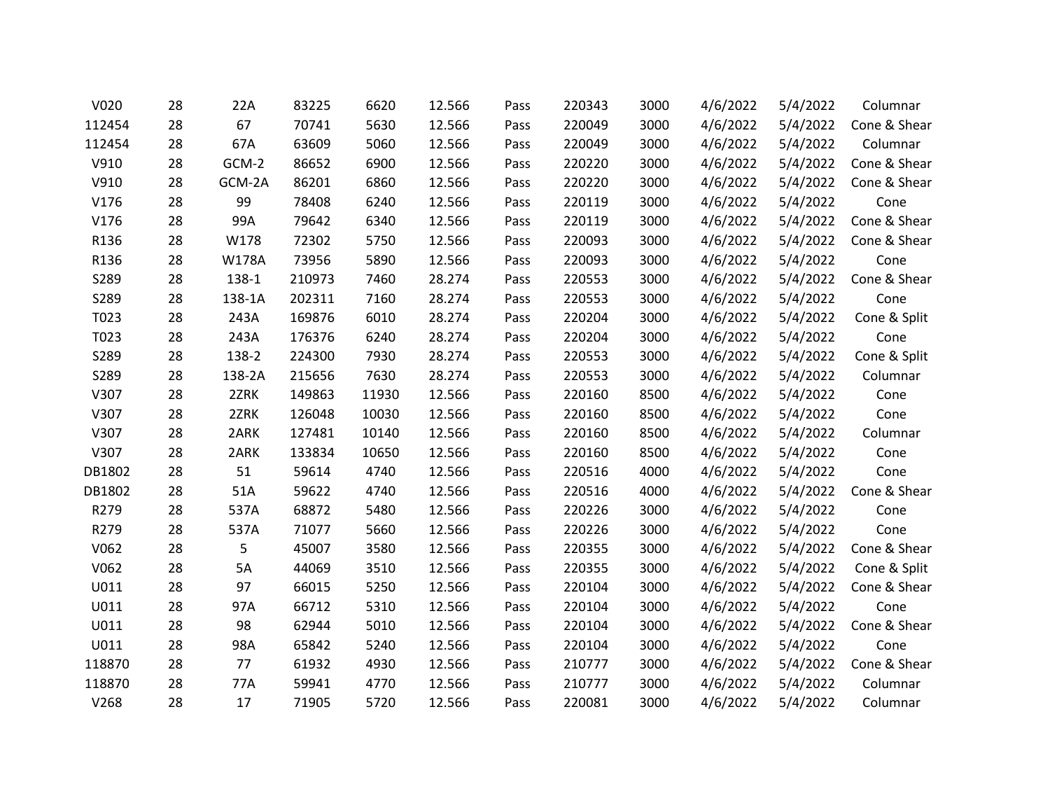| | | | | | | | | | | | |
|---|---|---|---|---|---|---|---|---|---|---|---|
| V020 | 28 | 22A | 83225 | 6620 | 12.566 | Pass | 220343 | 3000 | 4/6/2022 | 5/4/2022 | Columnar |
| 112454 | 28 | 67 | 70741 | 5630 | 12.566 | Pass | 220049 | 3000 | 4/6/2022 | 5/4/2022 | Cone & Shear |
| 112454 | 28 | 67A | 63609 | 5060 | 12.566 | Pass | 220049 | 3000 | 4/6/2022 | 5/4/2022 | Columnar |
| V910 | 28 | GCM-2 | 86652 | 6900 | 12.566 | Pass | 220220 | 3000 | 4/6/2022 | 5/4/2022 | Cone & Shear |
| V910 | 28 | GCM-2A | 86201 | 6860 | 12.566 | Pass | 220220 | 3000 | 4/6/2022 | 5/4/2022 | Cone & Shear |
| V176 | 28 | 99 | 78408 | 6240 | 12.566 | Pass | 220119 | 3000 | 4/6/2022 | 5/4/2022 | Cone |
| V176 | 28 | 99A | 79642 | 6340 | 12.566 | Pass | 220119 | 3000 | 4/6/2022 | 5/4/2022 | Cone & Shear |
| R136 | 28 | W178 | 72302 | 5750 | 12.566 | Pass | 220093 | 3000 | 4/6/2022 | 5/4/2022 | Cone & Shear |
| R136 | 28 | W178A | 73956 | 5890 | 12.566 | Pass | 220093 | 3000 | 4/6/2022 | 5/4/2022 | Cone |
| S289 | 28 | 138-1 | 210973 | 7460 | 28.274 | Pass | 220553 | 3000 | 4/6/2022 | 5/4/2022 | Cone & Shear |
| S289 | 28 | 138-1A | 202311 | 7160 | 28.274 | Pass | 220553 | 3000 | 4/6/2022 | 5/4/2022 | Cone |
| T023 | 28 | 243A | 169876 | 6010 | 28.274 | Pass | 220204 | 3000 | 4/6/2022 | 5/4/2022 | Cone & Split |
| T023 | 28 | 243A | 176376 | 6240 | 28.274 | Pass | 220204 | 3000 | 4/6/2022 | 5/4/2022 | Cone |
| S289 | 28 | 138-2 | 224300 | 7930 | 28.274 | Pass | 220553 | 3000 | 4/6/2022 | 5/4/2022 | Cone & Split |
| S289 | 28 | 138-2A | 215656 | 7630 | 28.274 | Pass | 220553 | 3000 | 4/6/2022 | 5/4/2022 | Columnar |
| V307 | 28 | 2ZRK | 149863 | 11930 | 12.566 | Pass | 220160 | 8500 | 4/6/2022 | 5/4/2022 | Cone |
| V307 | 28 | 2ZRK | 126048 | 10030 | 12.566 | Pass | 220160 | 8500 | 4/6/2022 | 5/4/2022 | Cone |
| V307 | 28 | 2ARK | 127481 | 10140 | 12.566 | Pass | 220160 | 8500 | 4/6/2022 | 5/4/2022 | Columnar |
| V307 | 28 | 2ARK | 133834 | 10650 | 12.566 | Pass | 220160 | 8500 | 4/6/2022 | 5/4/2022 | Cone |
| DB1802 | 28 | 51 | 59614 | 4740 | 12.566 | Pass | 220516 | 4000 | 4/6/2022 | 5/4/2022 | Cone |
| DB1802 | 28 | 51A | 59622 | 4740 | 12.566 | Pass | 220516 | 4000 | 4/6/2022 | 5/4/2022 | Cone & Shear |
| R279 | 28 | 537A | 68872 | 5480 | 12.566 | Pass | 220226 | 3000 | 4/6/2022 | 5/4/2022 | Cone |
| R279 | 28 | 537A | 71077 | 5660 | 12.566 | Pass | 220226 | 3000 | 4/6/2022 | 5/4/2022 | Cone |
| V062 | 28 | 5 | 45007 | 3580 | 12.566 | Pass | 220355 | 3000 | 4/6/2022 | 5/4/2022 | Cone & Shear |
| V062 | 28 | 5A | 44069 | 3510 | 12.566 | Pass | 220355 | 3000 | 4/6/2022 | 5/4/2022 | Cone & Split |
| U011 | 28 | 97 | 66015 | 5250 | 12.566 | Pass | 220104 | 3000 | 4/6/2022 | 5/4/2022 | Cone & Shear |
| U011 | 28 | 97A | 66712 | 5310 | 12.566 | Pass | 220104 | 3000 | 4/6/2022 | 5/4/2022 | Cone |
| U011 | 28 | 98 | 62944 | 5010 | 12.566 | Pass | 220104 | 3000 | 4/6/2022 | 5/4/2022 | Cone & Shear |
| U011 | 28 | 98A | 65842 | 5240 | 12.566 | Pass | 220104 | 3000 | 4/6/2022 | 5/4/2022 | Cone |
| 118870 | 28 | 77 | 61932 | 4930 | 12.566 | Pass | 210777 | 3000 | 4/6/2022 | 5/4/2022 | Cone & Shear |
| 118870 | 28 | 77A | 59941 | 4770 | 12.566 | Pass | 210777 | 3000 | 4/6/2022 | 5/4/2022 | Columnar |
| V268 | 28 | 17 | 71905 | 5720 | 12.566 | Pass | 220081 | 3000 | 4/6/2022 | 5/4/2022 | Columnar |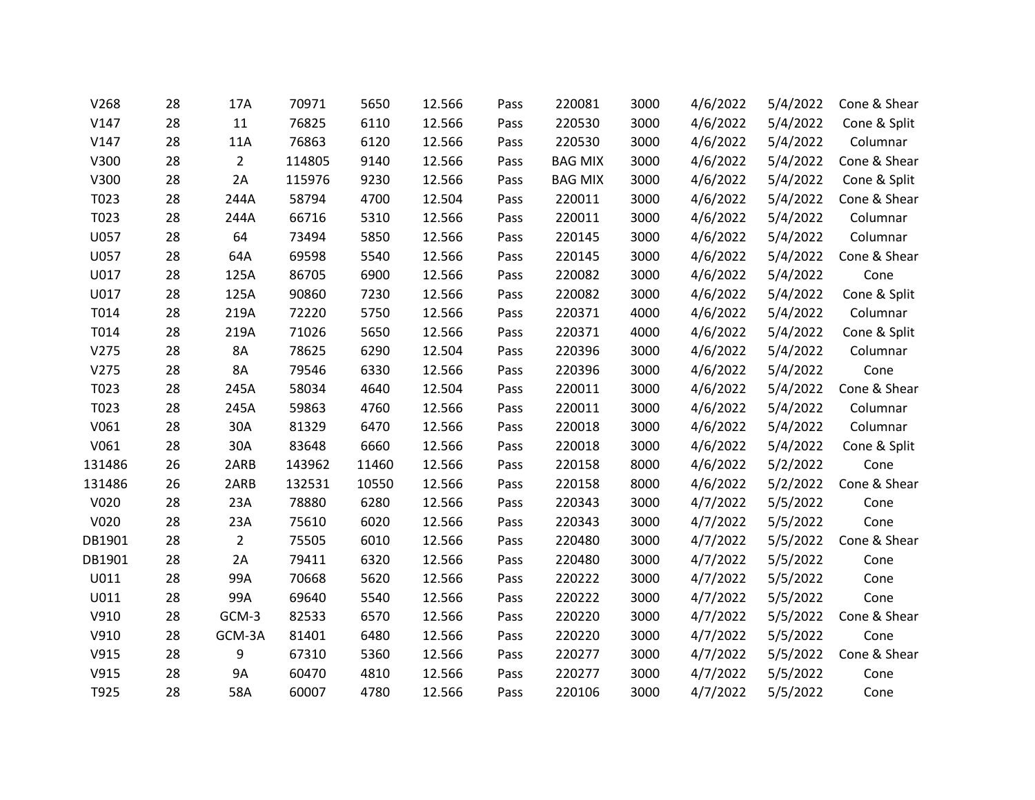| | | | | | | | | | | | |
|---|---|---|---|---|---|---|---|---|---|---|---|
| V268 | 28 | 17A | 70971 | 5650 | 12.566 | Pass | 220081 | 3000 | 4/6/2022 | 5/4/2022 | Cone & Shear |
| V147 | 28 | 11 | 76825 | 6110 | 12.566 | Pass | 220530 | 3000 | 4/6/2022 | 5/4/2022 | Cone & Split |
| V147 | 28 | 11A | 76863 | 6120 | 12.566 | Pass | 220530 | 3000 | 4/6/2022 | 5/4/2022 | Columnar |
| V300 | 28 | 2 | 114805 | 9140 | 12.566 | Pass | BAG MIX | 3000 | 4/6/2022 | 5/4/2022 | Cone & Shear |
| V300 | 28 | 2A | 115976 | 9230 | 12.566 | Pass | BAG MIX | 3000 | 4/6/2022 | 5/4/2022 | Cone & Split |
| T023 | 28 | 244A | 58794 | 4700 | 12.504 | Pass | 220011 | 3000 | 4/6/2022 | 5/4/2022 | Cone & Shear |
| T023 | 28 | 244A | 66716 | 5310 | 12.566 | Pass | 220011 | 3000 | 4/6/2022 | 5/4/2022 | Columnar |
| U057 | 28 | 64 | 73494 | 5850 | 12.566 | Pass | 220145 | 3000 | 4/6/2022 | 5/4/2022 | Columnar |
| U057 | 28 | 64A | 69598 | 5540 | 12.566 | Pass | 220145 | 3000 | 4/6/2022 | 5/4/2022 | Cone & Shear |
| U017 | 28 | 125A | 86705 | 6900 | 12.566 | Pass | 220082 | 3000 | 4/6/2022 | 5/4/2022 | Cone |
| U017 | 28 | 125A | 90860 | 7230 | 12.566 | Pass | 220082 | 3000 | 4/6/2022 | 5/4/2022 | Cone & Split |
| T014 | 28 | 219A | 72220 | 5750 | 12.566 | Pass | 220371 | 4000 | 4/6/2022 | 5/4/2022 | Columnar |
| T014 | 28 | 219A | 71026 | 5650 | 12.566 | Pass | 220371 | 4000 | 4/6/2022 | 5/4/2022 | Cone & Split |
| V275 | 28 | 8A | 78625 | 6290 | 12.504 | Pass | 220396 | 3000 | 4/6/2022 | 5/4/2022 | Columnar |
| V275 | 28 | 8A | 79546 | 6330 | 12.566 | Pass | 220396 | 3000 | 4/6/2022 | 5/4/2022 | Cone |
| T023 | 28 | 245A | 58034 | 4640 | 12.504 | Pass | 220011 | 3000 | 4/6/2022 | 5/4/2022 | Cone & Shear |
| T023 | 28 | 245A | 59863 | 4760 | 12.566 | Pass | 220011 | 3000 | 4/6/2022 | 5/4/2022 | Columnar |
| V061 | 28 | 30A | 81329 | 6470 | 12.566 | Pass | 220018 | 3000 | 4/6/2022 | 5/4/2022 | Columnar |
| V061 | 28 | 30A | 83648 | 6660 | 12.566 | Pass | 220018 | 3000 | 4/6/2022 | 5/4/2022 | Cone & Split |
| 131486 | 26 | 2ARB | 143962 | 11460 | 12.566 | Pass | 220158 | 8000 | 4/6/2022 | 5/2/2022 | Cone |
| 131486 | 26 | 2ARB | 132531 | 10550 | 12.566 | Pass | 220158 | 8000 | 4/6/2022 | 5/2/2022 | Cone & Shear |
| V020 | 28 | 23A | 78880 | 6280 | 12.566 | Pass | 220343 | 3000 | 4/7/2022 | 5/5/2022 | Cone |
| V020 | 28 | 23A | 75610 | 6020 | 12.566 | Pass | 220343 | 3000 | 4/7/2022 | 5/5/2022 | Cone |
| DB1901 | 28 | 2 | 75505 | 6010 | 12.566 | Pass | 220480 | 3000 | 4/7/2022 | 5/5/2022 | Cone & Shear |
| DB1901 | 28 | 2A | 79411 | 6320 | 12.566 | Pass | 220480 | 3000 | 4/7/2022 | 5/5/2022 | Cone |
| U011 | 28 | 99A | 70668 | 5620 | 12.566 | Pass | 220222 | 3000 | 4/7/2022 | 5/5/2022 | Cone |
| U011 | 28 | 99A | 69640 | 5540 | 12.566 | Pass | 220222 | 3000 | 4/7/2022 | 5/5/2022 | Cone |
| V910 | 28 | GCM-3 | 82533 | 6570 | 12.566 | Pass | 220220 | 3000 | 4/7/2022 | 5/5/2022 | Cone & Shear |
| V910 | 28 | GCM-3A | 81401 | 6480 | 12.566 | Pass | 220220 | 3000 | 4/7/2022 | 5/5/2022 | Cone |
| V915 | 28 | 9 | 67310 | 5360 | 12.566 | Pass | 220277 | 3000 | 4/7/2022 | 5/5/2022 | Cone & Shear |
| V915 | 28 | 9A | 60470 | 4810 | 12.566 | Pass | 220277 | 3000 | 4/7/2022 | 5/5/2022 | Cone |
| T925 | 28 | 58A | 60007 | 4780 | 12.566 | Pass | 220106 | 3000 | 4/7/2022 | 5/5/2022 | Cone |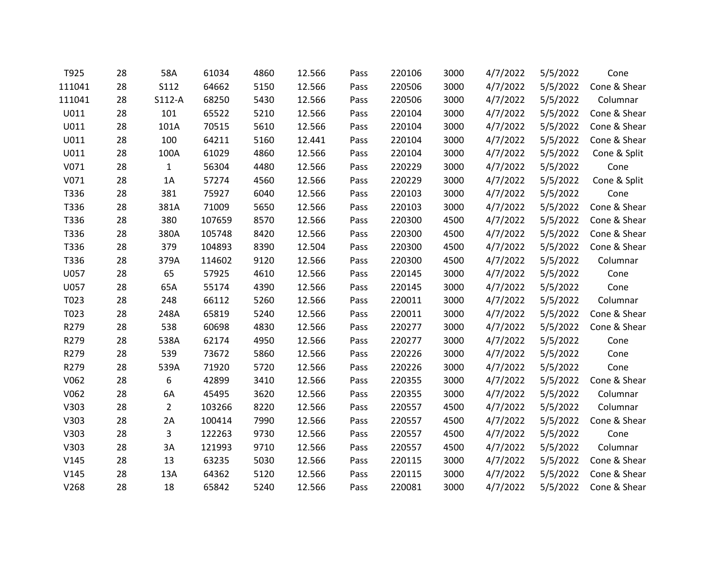| | | | | | | | | | | | |
|---|---|---|---|---|---|---|---|---|---|---|---|
| T925 | 28 | 58A | 61034 | 4860 | 12.566 | Pass | 220106 | 3000 | 4/7/2022 | 5/5/2022 | Cone |
| 111041 | 28 | S112 | 64662 | 5150 | 12.566 | Pass | 220506 | 3000 | 4/7/2022 | 5/5/2022 | Cone & Shear |
| 111041 | 28 | S112-A | 68250 | 5430 | 12.566 | Pass | 220506 | 3000 | 4/7/2022 | 5/5/2022 | Columnar |
| U011 | 28 | 101 | 65522 | 5210 | 12.566 | Pass | 220104 | 3000 | 4/7/2022 | 5/5/2022 | Cone & Shear |
| U011 | 28 | 101A | 70515 | 5610 | 12.566 | Pass | 220104 | 3000 | 4/7/2022 | 5/5/2022 | Cone & Shear |
| U011 | 28 | 100 | 64211 | 5160 | 12.441 | Pass | 220104 | 3000 | 4/7/2022 | 5/5/2022 | Cone & Shear |
| U011 | 28 | 100A | 61029 | 4860 | 12.566 | Pass | 220104 | 3000 | 4/7/2022 | 5/5/2022 | Cone & Split |
| V071 | 28 | 1 | 56304 | 4480 | 12.566 | Pass | 220229 | 3000 | 4/7/2022 | 5/5/2022 | Cone |
| V071 | 28 | 1A | 57274 | 4560 | 12.566 | Pass | 220229 | 3000 | 4/7/2022 | 5/5/2022 | Cone & Split |
| T336 | 28 | 381 | 75927 | 6040 | 12.566 | Pass | 220103 | 3000 | 4/7/2022 | 5/5/2022 | Cone |
| T336 | 28 | 381A | 71009 | 5650 | 12.566 | Pass | 220103 | 3000 | 4/7/2022 | 5/5/2022 | Cone & Shear |
| T336 | 28 | 380 | 107659 | 8570 | 12.566 | Pass | 220300 | 4500 | 4/7/2022 | 5/5/2022 | Cone & Shear |
| T336 | 28 | 380A | 105748 | 8420 | 12.566 | Pass | 220300 | 4500 | 4/7/2022 | 5/5/2022 | Cone & Shear |
| T336 | 28 | 379 | 104893 | 8390 | 12.504 | Pass | 220300 | 4500 | 4/7/2022 | 5/5/2022 | Cone & Shear |
| T336 | 28 | 379A | 114602 | 9120 | 12.566 | Pass | 220300 | 4500 | 4/7/2022 | 5/5/2022 | Columnar |
| U057 | 28 | 65 | 57925 | 4610 | 12.566 | Pass | 220145 | 3000 | 4/7/2022 | 5/5/2022 | Cone |
| U057 | 28 | 65A | 55174 | 4390 | 12.566 | Pass | 220145 | 3000 | 4/7/2022 | 5/5/2022 | Cone |
| T023 | 28 | 248 | 66112 | 5260 | 12.566 | Pass | 220011 | 3000 | 4/7/2022 | 5/5/2022 | Columnar |
| T023 | 28 | 248A | 65819 | 5240 | 12.566 | Pass | 220011 | 3000 | 4/7/2022 | 5/5/2022 | Cone & Shear |
| R279 | 28 | 538 | 60698 | 4830 | 12.566 | Pass | 220277 | 3000 | 4/7/2022 | 5/5/2022 | Cone & Shear |
| R279 | 28 | 538A | 62174 | 4950 | 12.566 | Pass | 220277 | 3000 | 4/7/2022 | 5/5/2022 | Cone |
| R279 | 28 | 539 | 73672 | 5860 | 12.566 | Pass | 220226 | 3000 | 4/7/2022 | 5/5/2022 | Cone |
| R279 | 28 | 539A | 71920 | 5720 | 12.566 | Pass | 220226 | 3000 | 4/7/2022 | 5/5/2022 | Cone |
| V062 | 28 | 6 | 42899 | 3410 | 12.566 | Pass | 220355 | 3000 | 4/7/2022 | 5/5/2022 | Cone & Shear |
| V062 | 28 | 6A | 45495 | 3620 | 12.566 | Pass | 220355 | 3000 | 4/7/2022 | 5/5/2022 | Columnar |
| V303 | 28 | 2 | 103266 | 8220 | 12.566 | Pass | 220557 | 4500 | 4/7/2022 | 5/5/2022 | Columnar |
| V303 | 28 | 2A | 100414 | 7990 | 12.566 | Pass | 220557 | 4500 | 4/7/2022 | 5/5/2022 | Cone & Shear |
| V303 | 28 | 3 | 122263 | 9730 | 12.566 | Pass | 220557 | 4500 | 4/7/2022 | 5/5/2022 | Cone |
| V303 | 28 | 3A | 121993 | 9710 | 12.566 | Pass | 220557 | 4500 | 4/7/2022 | 5/5/2022 | Columnar |
| V145 | 28 | 13 | 63235 | 5030 | 12.566 | Pass | 220115 | 3000 | 4/7/2022 | 5/5/2022 | Cone & Shear |
| V145 | 28 | 13A | 64362 | 5120 | 12.566 | Pass | 220115 | 3000 | 4/7/2022 | 5/5/2022 | Cone & Shear |
| V268 | 28 | 18 | 65842 | 5240 | 12.566 | Pass | 220081 | 3000 | 4/7/2022 | 5/5/2022 | Cone & Shear |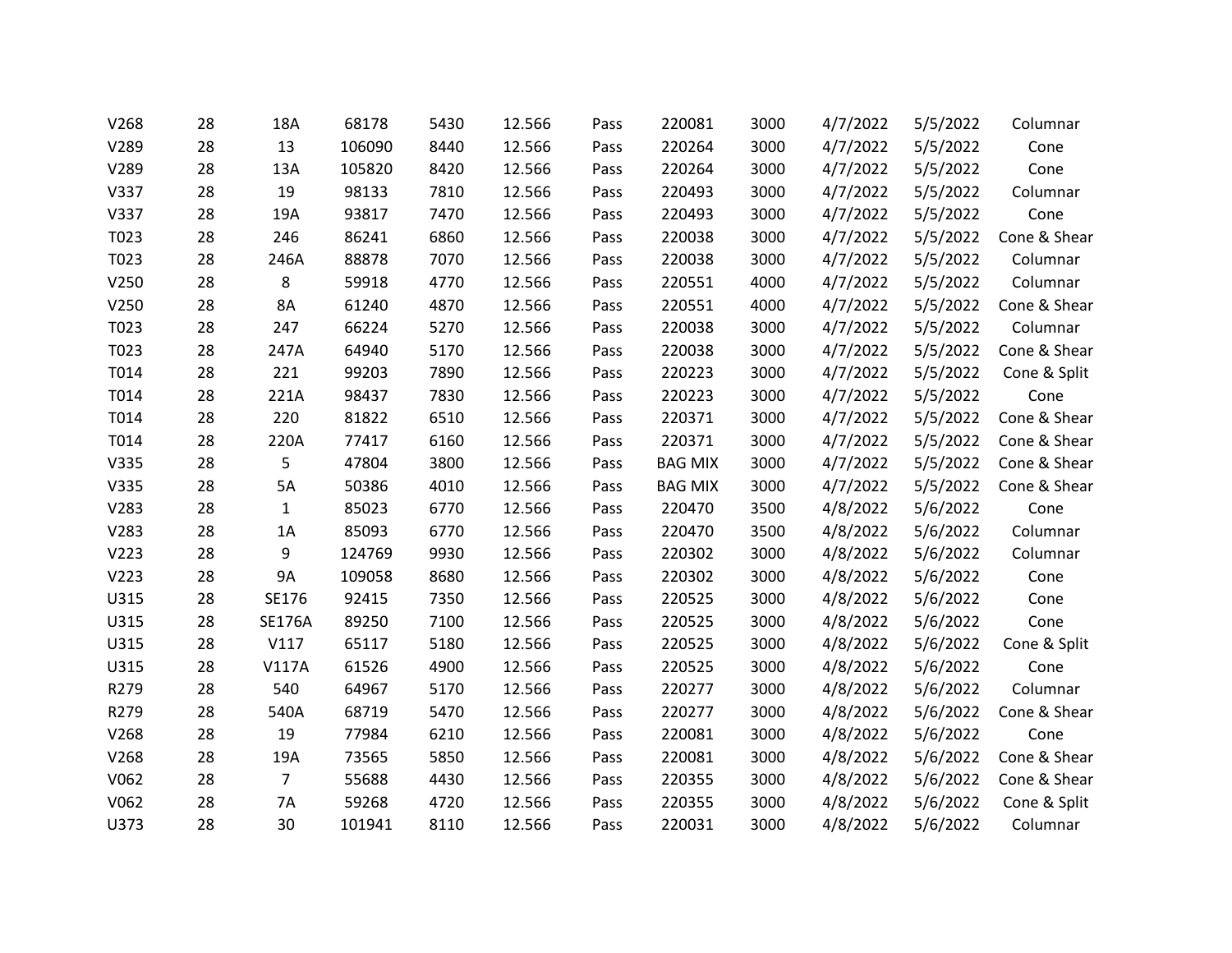| | | | | | | | | | | | |
|---|---|---|---|---|---|---|---|---|---|---|---|
| V268 | 28 | 18A | 68178 | 5430 | 12.566 | Pass | 220081 | 3000 | 4/7/2022 | 5/5/2022 | Columnar |
| V289 | 28 | 13 | 106090 | 8440 | 12.566 | Pass | 220264 | 3000 | 4/7/2022 | 5/5/2022 | Cone |
| V289 | 28 | 13A | 105820 | 8420 | 12.566 | Pass | 220264 | 3000 | 4/7/2022 | 5/5/2022 | Cone |
| V337 | 28 | 19 | 98133 | 7810 | 12.566 | Pass | 220493 | 3000 | 4/7/2022 | 5/5/2022 | Columnar |
| V337 | 28 | 19A | 93817 | 7470 | 12.566 | Pass | 220493 | 3000 | 4/7/2022 | 5/5/2022 | Cone |
| T023 | 28 | 246 | 86241 | 6860 | 12.566 | Pass | 220038 | 3000 | 4/7/2022 | 5/5/2022 | Cone & Shear |
| T023 | 28 | 246A | 88878 | 7070 | 12.566 | Pass | 220038 | 3000 | 4/7/2022 | 5/5/2022 | Columnar |
| V250 | 28 | 8 | 59918 | 4770 | 12.566 | Pass | 220551 | 4000 | 4/7/2022 | 5/5/2022 | Columnar |
| V250 | 28 | 8A | 61240 | 4870 | 12.566 | Pass | 220551 | 4000 | 4/7/2022 | 5/5/2022 | Cone & Shear |
| T023 | 28 | 247 | 66224 | 5270 | 12.566 | Pass | 220038 | 3000 | 4/7/2022 | 5/5/2022 | Columnar |
| T023 | 28 | 247A | 64940 | 5170 | 12.566 | Pass | 220038 | 3000 | 4/7/2022 | 5/5/2022 | Cone & Shear |
| T014 | 28 | 221 | 99203 | 7890 | 12.566 | Pass | 220223 | 3000 | 4/7/2022 | 5/5/2022 | Cone & Split |
| T014 | 28 | 221A | 98437 | 7830 | 12.566 | Pass | 220223 | 3000 | 4/7/2022 | 5/5/2022 | Cone |
| T014 | 28 | 220 | 81822 | 6510 | 12.566 | Pass | 220371 | 3000 | 4/7/2022 | 5/5/2022 | Cone & Shear |
| T014 | 28 | 220A | 77417 | 6160 | 12.566 | Pass | 220371 | 3000 | 4/7/2022 | 5/5/2022 | Cone & Shear |
| V335 | 28 | 5 | 47804 | 3800 | 12.566 | Pass | BAG MIX | 3000 | 4/7/2022 | 5/5/2022 | Cone & Shear |
| V335 | 28 | 5A | 50386 | 4010 | 12.566 | Pass | BAG MIX | 3000 | 4/7/2022 | 5/5/2022 | Cone & Shear |
| V283 | 28 | 1 | 85023 | 6770 | 12.566 | Pass | 220470 | 3500 | 4/8/2022 | 5/6/2022 | Cone |
| V283 | 28 | 1A | 85093 | 6770 | 12.566 | Pass | 220470 | 3500 | 4/8/2022 | 5/6/2022 | Columnar |
| V223 | 28 | 9 | 124769 | 9930 | 12.566 | Pass | 220302 | 3000 | 4/8/2022 | 5/6/2022 | Columnar |
| V223 | 28 | 9A | 109058 | 8680 | 12.566 | Pass | 220302 | 3000 | 4/8/2022 | 5/6/2022 | Cone |
| U315 | 28 | SE176 | 92415 | 7350 | 12.566 | Pass | 220525 | 3000 | 4/8/2022 | 5/6/2022 | Cone |
| U315 | 28 | SE176A | 89250 | 7100 | 12.566 | Pass | 220525 | 3000 | 4/8/2022 | 5/6/2022 | Cone |
| U315 | 28 | V117 | 65117 | 5180 | 12.566 | Pass | 220525 | 3000 | 4/8/2022 | 5/6/2022 | Cone & Split |
| U315 | 28 | V117A | 61526 | 4900 | 12.566 | Pass | 220525 | 3000 | 4/8/2022 | 5/6/2022 | Cone |
| R279 | 28 | 540 | 64967 | 5170 | 12.566 | Pass | 220277 | 3000 | 4/8/2022 | 5/6/2022 | Columnar |
| R279 | 28 | 540A | 68719 | 5470 | 12.566 | Pass | 220277 | 3000 | 4/8/2022 | 5/6/2022 | Cone & Shear |
| V268 | 28 | 19 | 77984 | 6210 | 12.566 | Pass | 220081 | 3000 | 4/8/2022 | 5/6/2022 | Cone |
| V268 | 28 | 19A | 73565 | 5850 | 12.566 | Pass | 220081 | 3000 | 4/8/2022 | 5/6/2022 | Cone & Shear |
| V062 | 28 | 7 | 55688 | 4430 | 12.566 | Pass | 220355 | 3000 | 4/8/2022 | 5/6/2022 | Cone & Shear |
| V062 | 28 | 7A | 59268 | 4720 | 12.566 | Pass | 220355 | 3000 | 4/8/2022 | 5/6/2022 | Cone & Split |
| U373 | 28 | 30 | 101941 | 8110 | 12.566 | Pass | 220031 | 3000 | 4/8/2022 | 5/6/2022 | Columnar |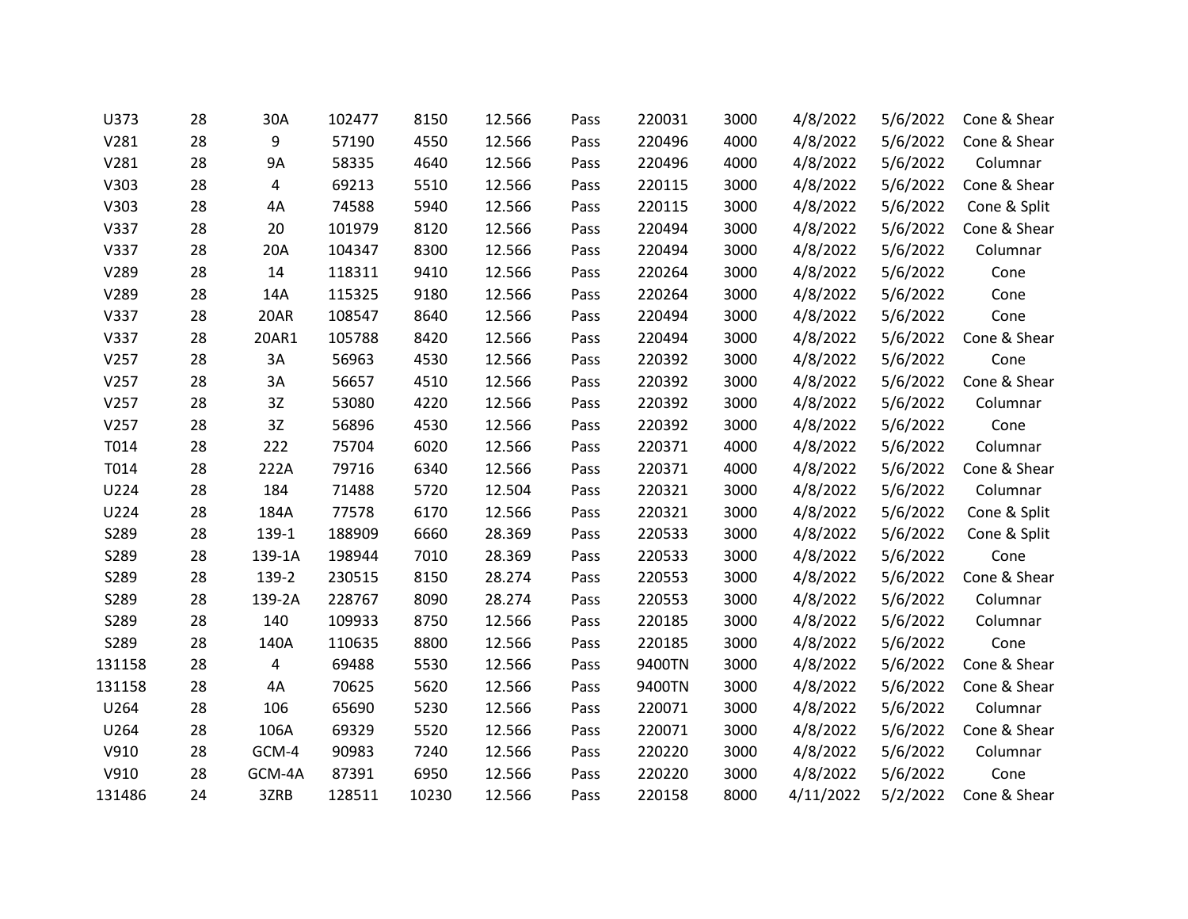| | | | | | | | | | | | |
|---|---|---|---|---|---|---|---|---|---|---|---|
| U373 | 28 | 30A | 102477 | 8150 | 12.566 | Pass | 220031 | 3000 | 4/8/2022 | 5/6/2022 | Cone & Shear |
| V281 | 28 | 9 | 57190 | 4550 | 12.566 | Pass | 220496 | 4000 | 4/8/2022 | 5/6/2022 | Cone & Shear |
| V281 | 28 | 9A | 58335 | 4640 | 12.566 | Pass | 220496 | 4000 | 4/8/2022 | 5/6/2022 | Columnar |
| V303 | 28 | 4 | 69213 | 5510 | 12.566 | Pass | 220115 | 3000 | 4/8/2022 | 5/6/2022 | Cone & Shear |
| V303 | 28 | 4A | 74588 | 5940 | 12.566 | Pass | 220115 | 3000 | 4/8/2022 | 5/6/2022 | Cone & Split |
| V337 | 28 | 20 | 101979 | 8120 | 12.566 | Pass | 220494 | 3000 | 4/8/2022 | 5/6/2022 | Cone & Shear |
| V337 | 28 | 20A | 104347 | 8300 | 12.566 | Pass | 220494 | 3000 | 4/8/2022 | 5/6/2022 | Columnar |
| V289 | 28 | 14 | 118311 | 9410 | 12.566 | Pass | 220264 | 3000 | 4/8/2022 | 5/6/2022 | Cone |
| V289 | 28 | 14A | 115325 | 9180 | 12.566 | Pass | 220264 | 3000 | 4/8/2022 | 5/6/2022 | Cone |
| V337 | 28 | 20AR | 108547 | 8640 | 12.566 | Pass | 220494 | 3000 | 4/8/2022 | 5/6/2022 | Cone |
| V337 | 28 | 20AR1 | 105788 | 8420 | 12.566 | Pass | 220494 | 3000 | 4/8/2022 | 5/6/2022 | Cone & Shear |
| V257 | 28 | 3A | 56963 | 4530 | 12.566 | Pass | 220392 | 3000 | 4/8/2022 | 5/6/2022 | Cone |
| V257 | 28 | 3A | 56657 | 4510 | 12.566 | Pass | 220392 | 3000 | 4/8/2022 | 5/6/2022 | Cone & Shear |
| V257 | 28 | 3Z | 53080 | 4220 | 12.566 | Pass | 220392 | 3000 | 4/8/2022 | 5/6/2022 | Columnar |
| V257 | 28 | 3Z | 56896 | 4530 | 12.566 | Pass | 220392 | 3000 | 4/8/2022 | 5/6/2022 | Cone |
| T014 | 28 | 222 | 75704 | 6020 | 12.566 | Pass | 220371 | 4000 | 4/8/2022 | 5/6/2022 | Columnar |
| T014 | 28 | 222A | 79716 | 6340 | 12.566 | Pass | 220371 | 4000 | 4/8/2022 | 5/6/2022 | Cone & Shear |
| U224 | 28 | 184 | 71488 | 5720 | 12.504 | Pass | 220321 | 3000 | 4/8/2022 | 5/6/2022 | Columnar |
| U224 | 28 | 184A | 77578 | 6170 | 12.566 | Pass | 220321 | 3000 | 4/8/2022 | 5/6/2022 | Cone & Split |
| S289 | 28 | 139-1 | 188909 | 6660 | 28.369 | Pass | 220533 | 3000 | 4/8/2022 | 5/6/2022 | Cone & Split |
| S289 | 28 | 139-1A | 198944 | 7010 | 28.369 | Pass | 220533 | 3000 | 4/8/2022 | 5/6/2022 | Cone |
| S289 | 28 | 139-2 | 230515 | 8150 | 28.274 | Pass | 220553 | 3000 | 4/8/2022 | 5/6/2022 | Cone & Shear |
| S289 | 28 | 139-2A | 228767 | 8090 | 28.274 | Pass | 220553 | 3000 | 4/8/2022 | 5/6/2022 | Columnar |
| S289 | 28 | 140 | 109933 | 8750 | 12.566 | Pass | 220185 | 3000 | 4/8/2022 | 5/6/2022 | Columnar |
| S289 | 28 | 140A | 110635 | 8800 | 12.566 | Pass | 220185 | 3000 | 4/8/2022 | 5/6/2022 | Cone |
| 131158 | 28 | 4 | 69488 | 5530 | 12.566 | Pass | 9400TN | 3000 | 4/8/2022 | 5/6/2022 | Cone & Shear |
| 131158 | 28 | 4A | 70625 | 5620 | 12.566 | Pass | 9400TN | 3000 | 4/8/2022 | 5/6/2022 | Cone & Shear |
| U264 | 28 | 106 | 65690 | 5230 | 12.566 | Pass | 220071 | 3000 | 4/8/2022 | 5/6/2022 | Columnar |
| U264 | 28 | 106A | 69329 | 5520 | 12.566 | Pass | 220071 | 3000 | 4/8/2022 | 5/6/2022 | Cone & Shear |
| V910 | 28 | GCM-4 | 90983 | 7240 | 12.566 | Pass | 220220 | 3000 | 4/8/2022 | 5/6/2022 | Columnar |
| V910 | 28 | GCM-4A | 87391 | 6950 | 12.566 | Pass | 220220 | 3000 | 4/8/2022 | 5/6/2022 | Cone |
| 131486 | 24 | 3ZRB | 128511 | 10230 | 12.566 | Pass | 220158 | 8000 | 4/11/2022 | 5/2/2022 | Cone & Shear |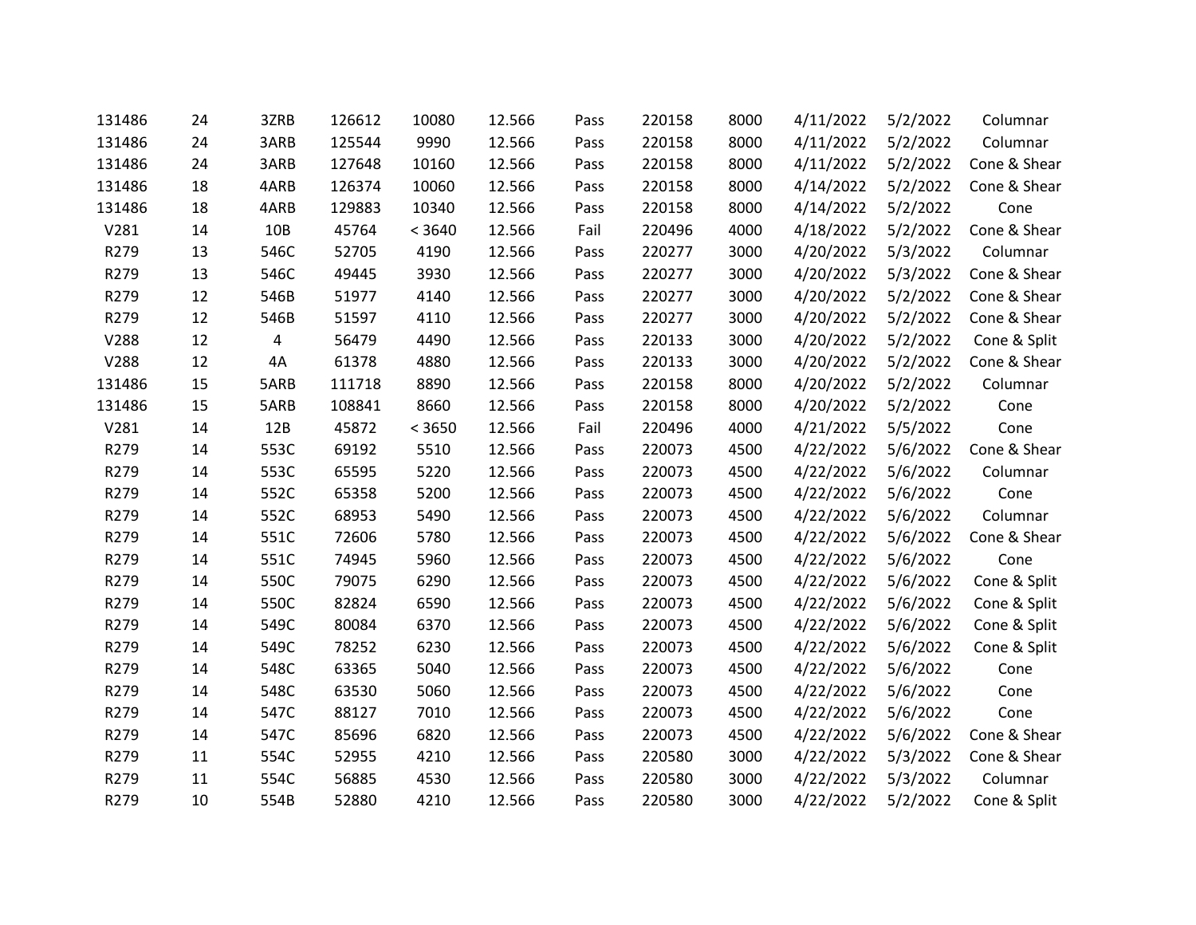| | | | | | | | | | | | |
|---|---|---|---|---|---|---|---|---|---|---|---|
| 131486 | 24 | 3ZRB | 126612 | 10080 | 12.566 | Pass | 220158 | 8000 | 4/11/2022 | 5/2/2022 | Columnar |
| 131486 | 24 | 3ARB | 125544 | 9990 | 12.566 | Pass | 220158 | 8000 | 4/11/2022 | 5/2/2022 | Columnar |
| 131486 | 24 | 3ARB | 127648 | 10160 | 12.566 | Pass | 220158 | 8000 | 4/11/2022 | 5/2/2022 | Cone & Shear |
| 131486 | 18 | 4ARB | 126374 | 10060 | 12.566 | Pass | 220158 | 8000 | 4/14/2022 | 5/2/2022 | Cone & Shear |
| 131486 | 18 | 4ARB | 129883 | 10340 | 12.566 | Pass | 220158 | 8000 | 4/14/2022 | 5/2/2022 | Cone |
| V281 | 14 | 10B | 45764 | < 3640 | 12.566 | Fail | 220496 | 4000 | 4/18/2022 | 5/2/2022 | Cone & Shear |
| R279 | 13 | 546C | 52705 | 4190 | 12.566 | Pass | 220277 | 3000 | 4/20/2022 | 5/3/2022 | Columnar |
| R279 | 13 | 546C | 49445 | 3930 | 12.566 | Pass | 220277 | 3000 | 4/20/2022 | 5/3/2022 | Cone & Shear |
| R279 | 12 | 546B | 51977 | 4140 | 12.566 | Pass | 220277 | 3000 | 4/20/2022 | 5/2/2022 | Cone & Shear |
| R279 | 12 | 546B | 51597 | 4110 | 12.566 | Pass | 220277 | 3000 | 4/20/2022 | 5/2/2022 | Cone & Shear |
| V288 | 12 | 4 | 56479 | 4490 | 12.566 | Pass | 220133 | 3000 | 4/20/2022 | 5/2/2022 | Cone & Split |
| V288 | 12 | 4A | 61378 | 4880 | 12.566 | Pass | 220133 | 3000 | 4/20/2022 | 5/2/2022 | Cone & Shear |
| 131486 | 15 | 5ARB | 111718 | 8890 | 12.566 | Pass | 220158 | 8000 | 4/20/2022 | 5/2/2022 | Columnar |
| 131486 | 15 | 5ARB | 108841 | 8660 | 12.566 | Pass | 220158 | 8000 | 4/20/2022 | 5/2/2022 | Cone |
| V281 | 14 | 12B | 45872 | < 3650 | 12.566 | Fail | 220496 | 4000 | 4/21/2022 | 5/5/2022 | Cone |
| R279 | 14 | 553C | 69192 | 5510 | 12.566 | Pass | 220073 | 4500 | 4/22/2022 | 5/6/2022 | Cone & Shear |
| R279 | 14 | 553C | 65595 | 5220 | 12.566 | Pass | 220073 | 4500 | 4/22/2022 | 5/6/2022 | Columnar |
| R279 | 14 | 552C | 65358 | 5200 | 12.566 | Pass | 220073 | 4500 | 4/22/2022 | 5/6/2022 | Cone |
| R279 | 14 | 552C | 68953 | 5490 | 12.566 | Pass | 220073 | 4500 | 4/22/2022 | 5/6/2022 | Columnar |
| R279 | 14 | 551C | 72606 | 5780 | 12.566 | Pass | 220073 | 4500 | 4/22/2022 | 5/6/2022 | Cone & Shear |
| R279 | 14 | 551C | 74945 | 5960 | 12.566 | Pass | 220073 | 4500 | 4/22/2022 | 5/6/2022 | Cone |
| R279 | 14 | 550C | 79075 | 6290 | 12.566 | Pass | 220073 | 4500 | 4/22/2022 | 5/6/2022 | Cone & Split |
| R279 | 14 | 550C | 82824 | 6590 | 12.566 | Pass | 220073 | 4500 | 4/22/2022 | 5/6/2022 | Cone & Split |
| R279 | 14 | 549C | 80084 | 6370 | 12.566 | Pass | 220073 | 4500 | 4/22/2022 | 5/6/2022 | Cone & Split |
| R279 | 14 | 549C | 78252 | 6230 | 12.566 | Pass | 220073 | 4500 | 4/22/2022 | 5/6/2022 | Cone & Split |
| R279 | 14 | 548C | 63365 | 5040 | 12.566 | Pass | 220073 | 4500 | 4/22/2022 | 5/6/2022 | Cone |
| R279 | 14 | 548C | 63530 | 5060 | 12.566 | Pass | 220073 | 4500 | 4/22/2022 | 5/6/2022 | Cone |
| R279 | 14 | 547C | 88127 | 7010 | 12.566 | Pass | 220073 | 4500 | 4/22/2022 | 5/6/2022 | Cone |
| R279 | 14 | 547C | 85696 | 6820 | 12.566 | Pass | 220073 | 4500 | 4/22/2022 | 5/6/2022 | Cone & Shear |
| R279 | 11 | 554C | 52955 | 4210 | 12.566 | Pass | 220580 | 3000 | 4/22/2022 | 5/3/2022 | Cone & Shear |
| R279 | 11 | 554C | 56885 | 4530 | 12.566 | Pass | 220580 | 3000 | 4/22/2022 | 5/3/2022 | Columnar |
| R279 | 10 | 554B | 52880 | 4210 | 12.566 | Pass | 220580 | 3000 | 4/22/2022 | 5/2/2022 | Cone & Split |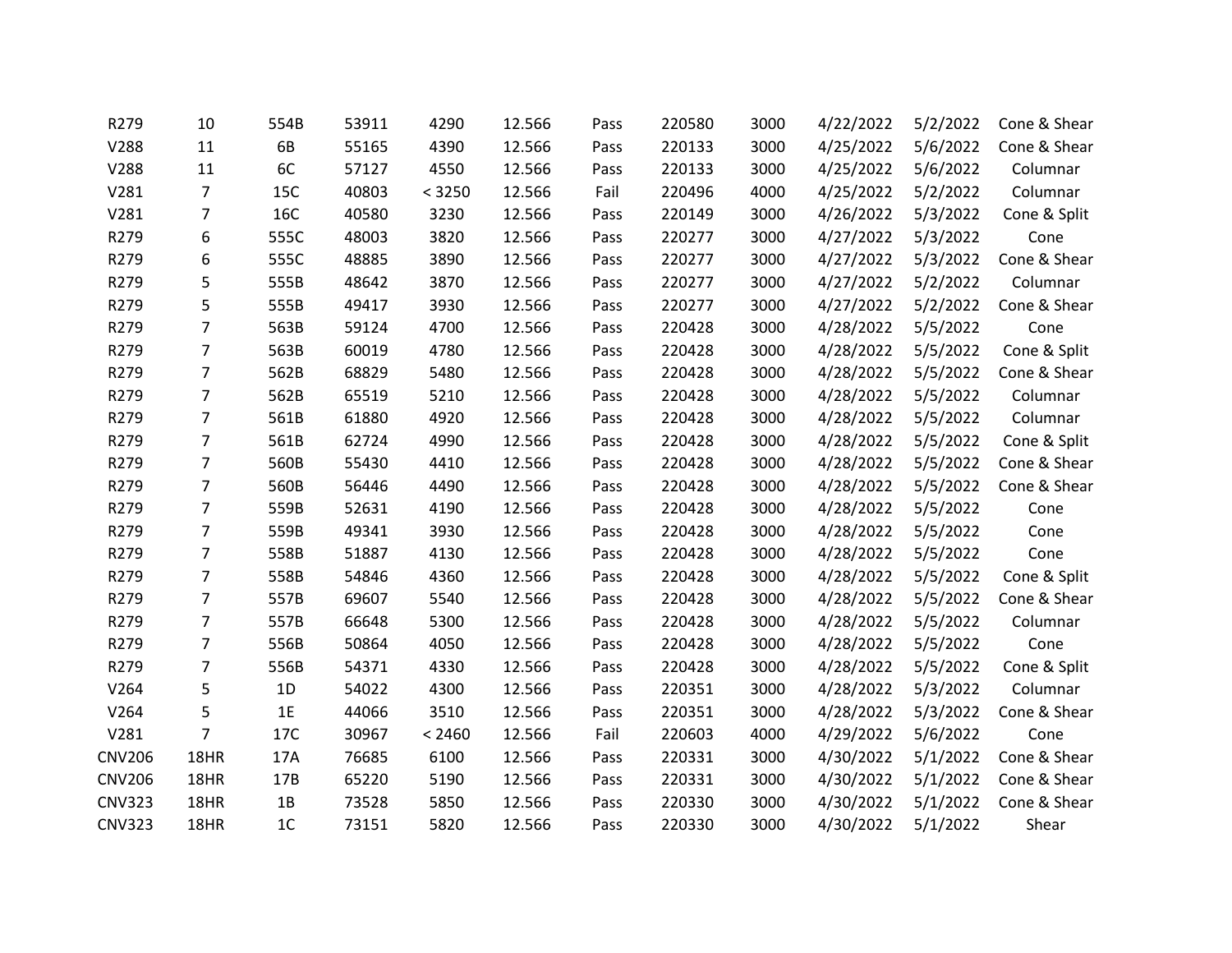| | | | | | | | | | | | |
|---|---|---|---|---|---|---|---|---|---|---|---|
| R279 | 10 | 554B | 53911 | 4290 | 12.566 | Pass | 220580 | 3000 | 4/22/2022 | 5/2/2022 | Cone & Shear |
| V288 | 11 | 6B | 55165 | 4390 | 12.566 | Pass | 220133 | 3000 | 4/25/2022 | 5/6/2022 | Cone & Shear |
| V288 | 11 | 6C | 57127 | 4550 | 12.566 | Pass | 220133 | 3000 | 4/25/2022 | 5/6/2022 | Columnar |
| V281 | 7 | 15C | 40803 | < 3250 | 12.566 | Fail | 220496 | 4000 | 4/25/2022 | 5/2/2022 | Columnar |
| V281 | 7 | 16C | 40580 | 3230 | 12.566 | Pass | 220149 | 3000 | 4/26/2022 | 5/3/2022 | Cone & Split |
| R279 | 6 | 555C | 48003 | 3820 | 12.566 | Pass | 220277 | 3000 | 4/27/2022 | 5/3/2022 | Cone |
| R279 | 6 | 555C | 48885 | 3890 | 12.566 | Pass | 220277 | 3000 | 4/27/2022 | 5/3/2022 | Cone & Shear |
| R279 | 5 | 555B | 48642 | 3870 | 12.566 | Pass | 220277 | 3000 | 4/27/2022 | 5/2/2022 | Columnar |
| R279 | 5 | 555B | 49417 | 3930 | 12.566 | Pass | 220277 | 3000 | 4/27/2022 | 5/2/2022 | Cone & Shear |
| R279 | 7 | 563B | 59124 | 4700 | 12.566 | Pass | 220428 | 3000 | 4/28/2022 | 5/5/2022 | Cone |
| R279 | 7 | 563B | 60019 | 4780 | 12.566 | Pass | 220428 | 3000 | 4/28/2022 | 5/5/2022 | Cone & Split |
| R279 | 7 | 562B | 68829 | 5480 | 12.566 | Pass | 220428 | 3000 | 4/28/2022 | 5/5/2022 | Cone & Shear |
| R279 | 7 | 562B | 65519 | 5210 | 12.566 | Pass | 220428 | 3000 | 4/28/2022 | 5/5/2022 | Columnar |
| R279 | 7 | 561B | 61880 | 4920 | 12.566 | Pass | 220428 | 3000 | 4/28/2022 | 5/5/2022 | Columnar |
| R279 | 7 | 561B | 62724 | 4990 | 12.566 | Pass | 220428 | 3000 | 4/28/2022 | 5/5/2022 | Cone & Split |
| R279 | 7 | 560B | 55430 | 4410 | 12.566 | Pass | 220428 | 3000 | 4/28/2022 | 5/5/2022 | Cone & Shear |
| R279 | 7 | 560B | 56446 | 4490 | 12.566 | Pass | 220428 | 3000 | 4/28/2022 | 5/5/2022 | Cone & Shear |
| R279 | 7 | 559B | 52631 | 4190 | 12.566 | Pass | 220428 | 3000 | 4/28/2022 | 5/5/2022 | Cone |
| R279 | 7 | 559B | 49341 | 3930 | 12.566 | Pass | 220428 | 3000 | 4/28/2022 | 5/5/2022 | Cone |
| R279 | 7 | 558B | 51887 | 4130 | 12.566 | Pass | 220428 | 3000 | 4/28/2022 | 5/5/2022 | Cone |
| R279 | 7 | 558B | 54846 | 4360 | 12.566 | Pass | 220428 | 3000 | 4/28/2022 | 5/5/2022 | Cone & Split |
| R279 | 7 | 557B | 69607 | 5540 | 12.566 | Pass | 220428 | 3000 | 4/28/2022 | 5/5/2022 | Cone & Shear |
| R279 | 7 | 557B | 66648 | 5300 | 12.566 | Pass | 220428 | 3000 | 4/28/2022 | 5/5/2022 | Columnar |
| R279 | 7 | 556B | 50864 | 4050 | 12.566 | Pass | 220428 | 3000 | 4/28/2022 | 5/5/2022 | Cone |
| R279 | 7 | 556B | 54371 | 4330 | 12.566 | Pass | 220428 | 3000 | 4/28/2022 | 5/5/2022 | Cone & Split |
| V264 | 5 | 1D | 54022 | 4300 | 12.566 | Pass | 220351 | 3000 | 4/28/2022 | 5/3/2022 | Columnar |
| V264 | 5 | 1E | 44066 | 3510 | 12.566 | Pass | 220351 | 3000 | 4/28/2022 | 5/3/2022 | Cone & Shear |
| V281 | 7 | 17C | 30967 | < 2460 | 12.566 | Fail | 220603 | 4000 | 4/29/2022 | 5/6/2022 | Cone |
| CNV206 | 18HR | 17A | 76685 | 6100 | 12.566 | Pass | 220331 | 3000 | 4/30/2022 | 5/1/2022 | Cone & Shear |
| CNV206 | 18HR | 17B | 65220 | 5190 | 12.566 | Pass | 220331 | 3000 | 4/30/2022 | 5/1/2022 | Cone & Shear |
| CNV323 | 18HR | 1B | 73528 | 5850 | 12.566 | Pass | 220330 | 3000 | 4/30/2022 | 5/1/2022 | Cone & Shear |
| CNV323 | 18HR | 1C | 73151 | 5820 | 12.566 | Pass | 220330 | 3000 | 4/30/2022 | 5/1/2022 | Shear |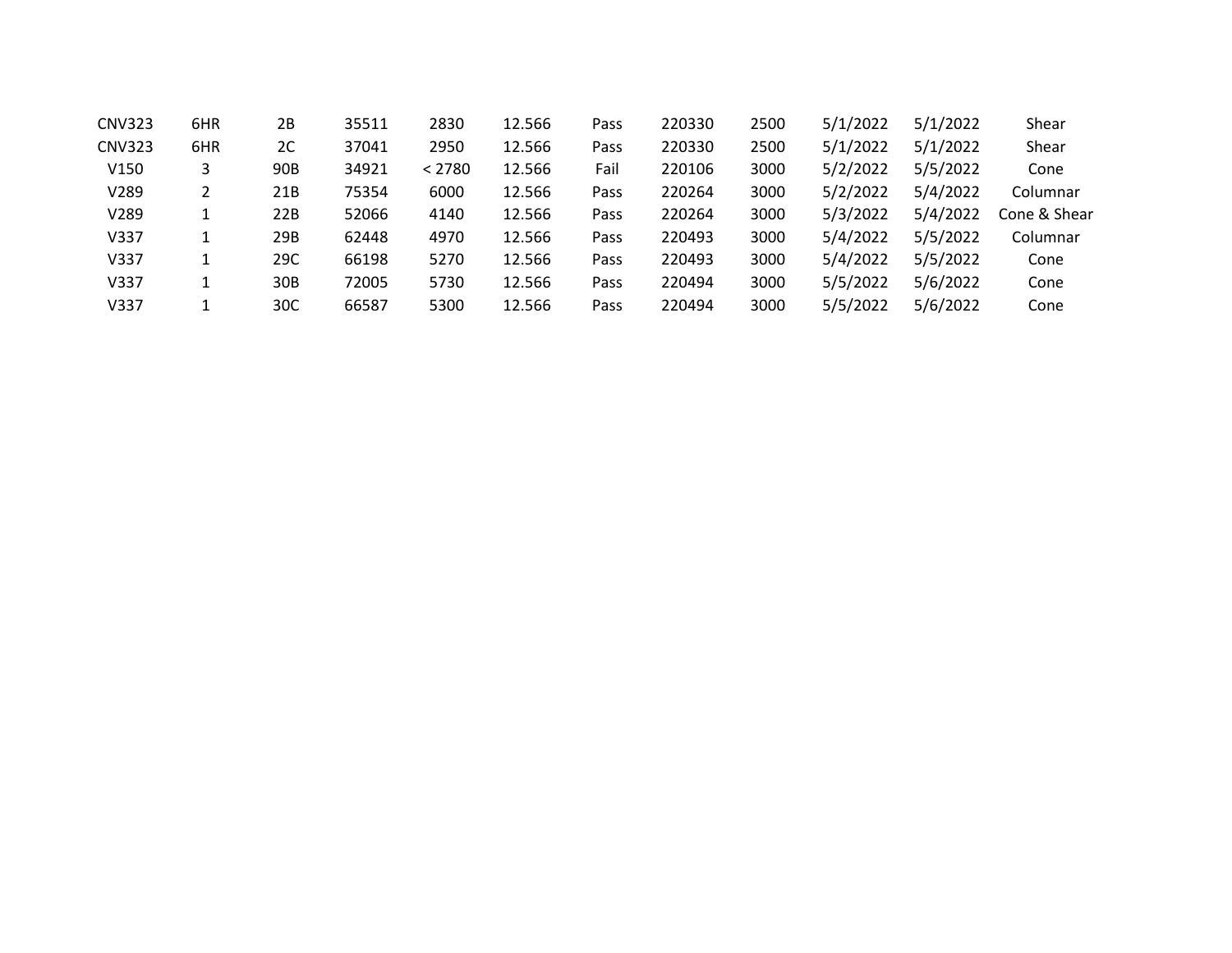| | | | | | | | | | | | |
|---|---|---|---|---|---|---|---|---|---|---|---|
| CNV323 | 6HR | 2B | 35511 | 2830 | 12.566 | Pass | 220330 | 2500 | 5/1/2022 | 5/1/2022 | Shear |
| CNV323 | 6HR | 2C | 37041 | 2950 | 12.566 | Pass | 220330 | 2500 | 5/1/2022 | 5/1/2022 | Shear |
| V150 | 3 | 90B | 34921 | < 2780 | 12.566 | Fail | 220106 | 3000 | 5/2/2022 | 5/5/2022 | Cone |
| V289 | 2 | 21B | 75354 | 6000 | 12.566 | Pass | 220264 | 3000 | 5/2/2022 | 5/4/2022 | Columnar |
| V289 | 1 | 22B | 52066 | 4140 | 12.566 | Pass | 220264 | 3000 | 5/3/2022 | 5/4/2022 | Cone & Shear |
| V337 | 1 | 29B | 62448 | 4970 | 12.566 | Pass | 220493 | 3000 | 5/4/2022 | 5/5/2022 | Columnar |
| V337 | 1 | 29C | 66198 | 5270 | 12.566 | Pass | 220493 | 3000 | 5/4/2022 | 5/5/2022 | Cone |
| V337 | 1 | 30B | 72005 | 5730 | 12.566 | Pass | 220494 | 3000 | 5/5/2022 | 5/6/2022 | Cone |
| V337 | 1 | 30C | 66587 | 5300 | 12.566 | Pass | 220494 | 3000 | 5/5/2022 | 5/6/2022 | Cone |